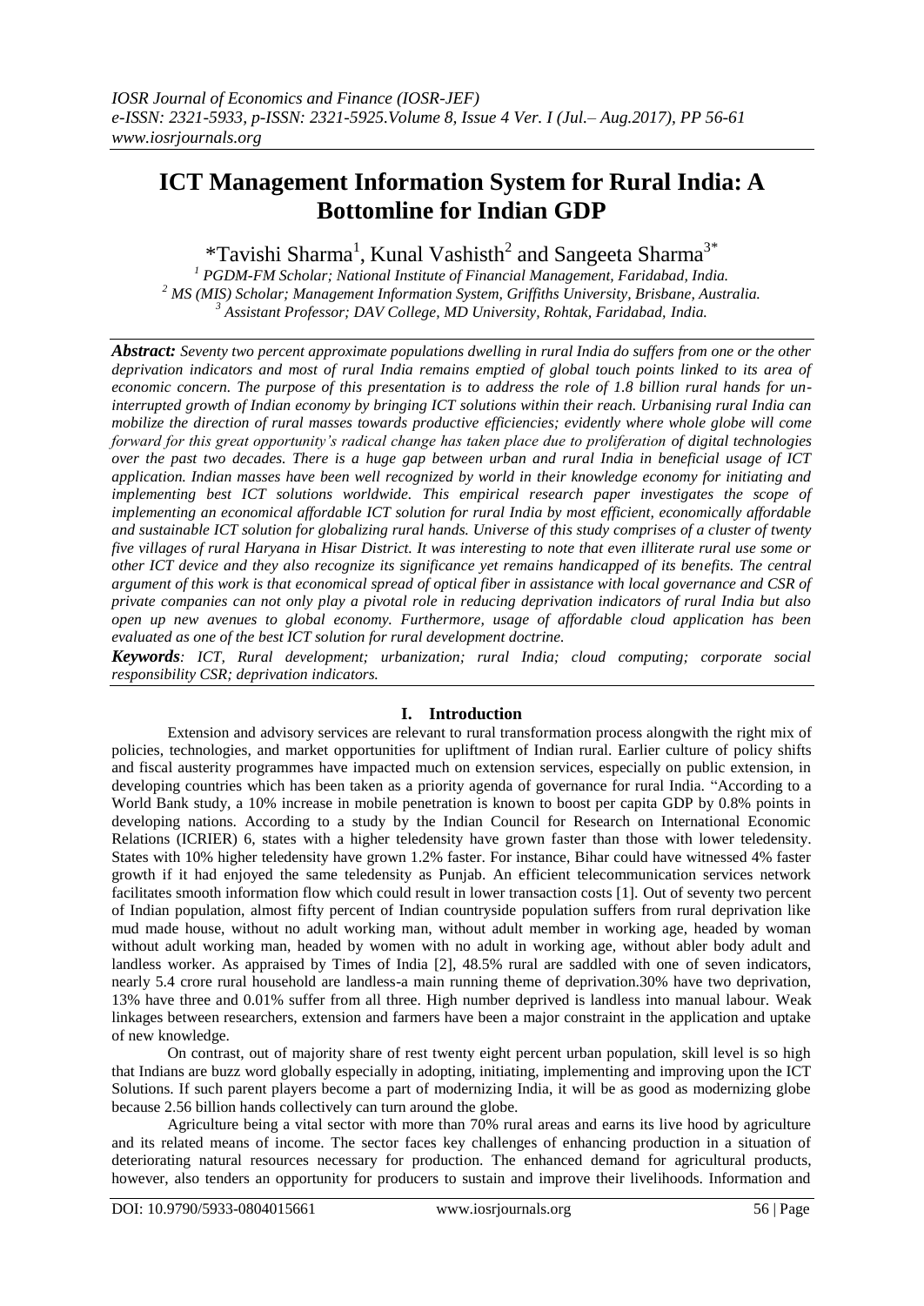# ICT Management Information System for Rural India: A Bottomline for Indian GDP

*Tavishi Sharma[1], Kunal Vashisth[2] and Sangeeta Sharma[3*]

[1] *PGDM-FM Scholar; National Institute of Financial Management, Faridabad, India.*
[2] *MS (MIS) Scholar; Management Information System, Griffiths University, Brisbane, Australia.*
[3] *Assistant Professor; DAV College, MD University, Rohtak, Faridabad, India.*

***Abstract:*** *Seventy two percent approximate populations dwelling in rural India do suffers from one or the other deprivation indicators and most of rural India remains emptied of global touch points linked to its area of economic concern. The purpose of this presentation is to address the role of 1.8 billion rural hands for un-interrupted growth of Indian economy by bringing ICT solutions within their reach. Urbanising rural India can mobilize the direction of rural masses towards productive efficiencies; evidently where whole globe will come forward for this great opportunity's radical change has taken place due to proliferation of digital technologies over the past two decades. There is a huge gap between urban and rural India in beneficial usage of ICT application. Indian masses have been well recognized by world in their knowledge economy for initiating and implementing best ICT solutions worldwide. This empirical research paper investigates the scope of implementing an economical affordable ICT solution for rural India by most efficient, economically affordable and sustainable ICT solution for globalizing rural hands. Universe of this study comprises of a cluster of twenty five villages of rural Haryana in Hisar District. It was interesting to note that even illiterate rural use some or other ICT device and they also recognize its significance yet remains handicapped of its benefits. The central argument of this work is that economical spread of optical fiber in assistance with local governance and CSR of private companies can not only play a pivotal role in reducing deprivation indicators of rural India but also open up new avenues to global economy. Furthermore, usage of affordable cloud application has been evaluated as one of the best ICT solution for rural development doctrine.*

***Keywords****: ICT, Rural development; urbanization; rural India; cloud computing; corporate social responsibility CSR; deprivation indicators.*

## I. Introduction

Extension and advisory services are relevant to rural transformation process alongwith the right mix of policies, technologies, and market opportunities for upliftment of Indian rural. Earlier culture of policy shifts and fiscal austerity programmes have impacted much on extension services, especially on public extension, in developing countries which has been taken as a priority agenda of governance for rural India. "According to a World Bank study, a 10% increase in mobile penetration is known to boost per capita GDP by 0.8% points in developing nations. According to a study by the Indian Council for Research on International Economic Relations (ICRIER) 6, states with a higher teledensity have grown faster than those with lower teledensity. States with 10% higher teledensity have grown 1.2% faster. For instance, Bihar could have witnessed 4% faster growth if it had enjoyed the same teledensity as Punjab. An efficient telecommunication services network facilitates smooth information flow which could result in lower transaction costs [1]. Out of seventy two percent of Indian population, almost fifty percent of Indian countryside population suffers from rural deprivation like mud made house, without no adult working man, without adult member in working age, headed by woman without adult working man, headed by women with no adult in working age, without abler body adult and landless worker. As appraised by Times of India [2], 48.5% rural are saddled with one of seven indicators, nearly 5.4 crore rural household are landless-a main running theme of deprivation.30% have two deprivation, 13% have three and 0.01% suffer from all three. High number deprived is landless into manual labour. Weak linkages between researchers, extension and farmers have been a major constraint in the application and uptake of new knowledge.

On contrast, out of majority share of rest twenty eight percent urban population, skill level is so high that Indians are buzz word globally especially in adopting, initiating, implementing and improving upon the ICT Solutions. If such parent players become a part of modernizing India, it will be as good as modernizing globe because 2.56 billion hands collectively can turn around the globe.

Agriculture being a vital sector with more than 70% rural areas and earns its live hood by agriculture and its related means of income. The sector faces key challenges of enhancing production in a situation of deteriorating natural resources necessary for production. The enhanced demand for agricultural products, however, also tenders an opportunity for producers to sustain and improve their livelihoods. Information and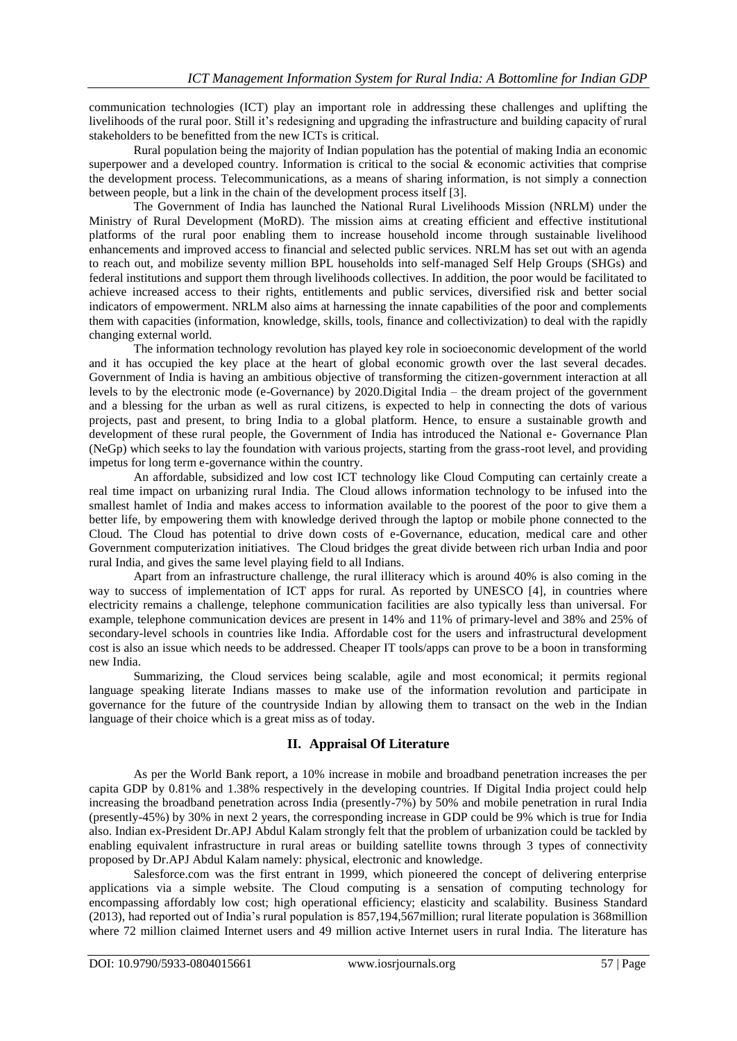communication technologies (ICT) play an important role in addressing these challenges and uplifting the livelihoods of the rural poor. Still it's redesigning and upgrading the infrastructure and building capacity of rural stakeholders to be benefitted from the new ICTs is critical.

Rural population being the majority of Indian population has the potential of making India an economic superpower and a developed country. Information is critical to the social & economic activities that comprise the development process. Telecommunications, as a means of sharing information, is not simply a connection between people, but a link in the chain of the development process itself [3].

The Government of India has launched the National Rural Livelihoods Mission (NRLM) under the Ministry of Rural Development (MoRD). The mission aims at creating efficient and effective institutional platforms of the rural poor enabling them to increase household income through sustainable livelihood enhancements and improved access to financial and selected public services. NRLM has set out with an agenda to reach out, and mobilize seventy million BPL households into self-managed Self Help Groups (SHGs) and federal institutions and support them through livelihoods collectives. In addition, the poor would be facilitated to achieve increased access to their rights, entitlements and public services, diversified risk and better social indicators of empowerment. NRLM also aims at harnessing the innate capabilities of the poor and complements them with capacities (information, knowledge, skills, tools, finance and collectivization) to deal with the rapidly changing external world.

The information technology revolution has played key role in socioeconomic development of the world and it has occupied the key place at the heart of global economic growth over the last several decades. Government of India is having an ambitious objective of transforming the citizen-government interaction at all levels to by the electronic mode (e-Governance) by 2020.Digital India – the dream project of the government and a blessing for the urban as well as rural citizens, is expected to help in connecting the dots of various projects, past and present, to bring India to a global platform. Hence, to ensure a sustainable growth and development of these rural people, the Government of India has introduced the National e- Governance Plan (NeGp) which seeks to lay the foundation with various projects, starting from the grass-root level, and providing impetus for long term e-governance within the country.

An affordable, subsidized and low cost ICT technology like Cloud Computing can certainly create a real time impact on urbanizing rural India. The Cloud allows information technology to be infused into the smallest hamlet of India and makes access to information available to the poorest of the poor to give them a better life, by empowering them with knowledge derived through the laptop or mobile phone connected to the Cloud. The Cloud has potential to drive down costs of e-Governance, education, medical care and other Government computerization initiatives. The Cloud bridges the great divide between rich urban India and poor rural India, and gives the same level playing field to all Indians.

Apart from an infrastructure challenge, the rural illiteracy which is around 40% is also coming in the way to success of implementation of ICT apps for rural. As reported by UNESCO [4], in countries where electricity remains a challenge, telephone communication facilities are also typically less than universal. For example, telephone communication devices are present in 14% and 11% of primary-level and 38% and 25% of secondary-level schools in countries like India. Affordable cost for the users and infrastructural development cost is also an issue which needs to be addressed. Cheaper IT tools/apps can prove to be a boon in transforming new India.

Summarizing, the Cloud services being scalable, agile and most economical; it permits regional language speaking literate Indians masses to make use of the information revolution and participate in governance for the future of the countryside Indian by allowing them to transact on the web in the Indian language of their choice which is a great miss as of today.

## II. Appraisal Of Literature

As per the World Bank report, a 10% increase in mobile and broadband penetration increases the per capita GDP by 0.81% and 1.38% respectively in the developing countries. If Digital India project could help increasing the broadband penetration across India (presently-7%) by 50% and mobile penetration in rural India (presently-45%) by 30% in next 2 years, the corresponding increase in GDP could be 9% which is true for India also. Indian ex-President Dr.APJ Abdul Kalam strongly felt that the problem of urbanization could be tackled by enabling equivalent infrastructure in rural areas or building satellite towns through 3 types of connectivity proposed by Dr.APJ Abdul Kalam namely: physical, electronic and knowledge.

Salesforce.com was the first entrant in 1999, which pioneered the concept of delivering enterprise applications via a simple website. The Cloud computing is a sensation of computing technology for encompassing affordably low cost; high operational efficiency; elasticity and scalability. Business Standard (2013), had reported out of India's rural population is 857,194,567million; rural literate population is 368million where 72 million claimed Internet users and 49 million active Internet users in rural India. The literature has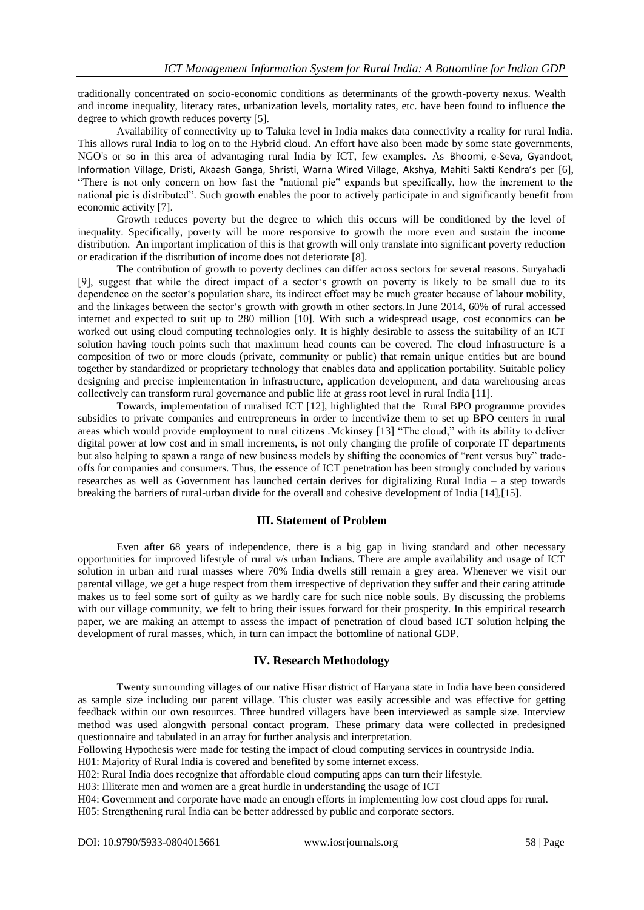traditionally concentrated on socio-economic conditions as determinants of the growth-poverty nexus. Wealth and income inequality, literacy rates, urbanization levels, mortality rates, etc. have been found to influence the degree to which growth reduces poverty [5].

Availability of connectivity up to Taluka level in India makes data connectivity a reality for rural India. This allows rural India to log on to the Hybrid cloud. An effort have also been made by some state governments, NGO's or so in this area of advantaging rural India by ICT, few examples. As Bhoomi, e-Seva, Gyandoot, Information Village, Dristi, Akaash Ganga, Shristi, Warna Wired Village, Akshya, Mahiti Sakti Kendra's per [6], "There is not only concern on how fast the "national pie" expands but specifically, how the increment to the national pie is distributed". Such growth enables the poor to actively participate in and significantly benefit from economic activity [7].

Growth reduces poverty but the degree to which this occurs will be conditioned by the level of inequality. Specifically, poverty will be more responsive to growth the more even and sustain the income distribution. An important implication of this is that growth will only translate into significant poverty reduction or eradication if the distribution of income does not deteriorate [8].

The contribution of growth to poverty declines can differ across sectors for several reasons. Suryahadi [9], suggest that while the direct impact of a sector's growth on poverty is likely to be small due to its dependence on the sector's population share, its indirect effect may be much greater because of labour mobility, and the linkages between the sector's growth with growth in other sectors.In June 2014, 60% of rural accessed internet and expected to suit up to 280 million [10]. With such a widespread usage, cost economics can be worked out using cloud computing technologies only. It is highly desirable to assess the suitability of an ICT solution having touch points such that maximum head counts can be covered. The cloud infrastructure is a composition of two or more clouds (private, community or public) that remain unique entities but are bound together by standardized or proprietary technology that enables data and application portability. Suitable policy designing and precise implementation in infrastructure, application development, and data warehousing areas collectively can transform rural governance and public life at grass root level in rural India [11].

Towards, implementation of ruralised ICT [12], highlighted that the Rural BPO programme provides subsidies to private companies and entrepreneurs in order to incentivize them to set up BPO centers in rural areas which would provide employment to rural citizens .Mckinsey [13] "The cloud," with its ability to deliver digital power at low cost and in small increments, is not only changing the profile of corporate IT departments but also helping to spawn a range of new business models by shifting the economics of "rent versus buy" trade-offs for companies and consumers. Thus, the essence of ICT penetration has been strongly concluded by various researches as well as Government has launched certain derives for digitalizing Rural India – a step towards breaking the barriers of rural-urban divide for the overall and cohesive development of India [14],[15].

## III. Statement of Problem

Even after 68 years of independence, there is a big gap in living standard and other necessary opportunities for improved lifestyle of rural v/s urban Indians. There are ample availability and usage of ICT solution in urban and rural masses where 70% India dwells still remain a grey area. Whenever we visit our parental village, we get a huge respect from them irrespective of deprivation they suffer and their caring attitude makes us to feel some sort of guilty as we hardly care for such nice noble souls. By discussing the problems with our village community, we felt to bring their issues forward for their prosperity. In this empirical research paper, we are making an attempt to assess the impact of penetration of cloud based ICT solution helping the development of rural masses, which, in turn can impact the bottomline of national GDP.

## IV. Research Methodology

Twenty surrounding villages of our native Hisar district of Haryana state in India have been considered as sample size including our parent village. This cluster was easily accessible and was effective for getting feedback within our own resources. Three hundred villagers have been interviewed as sample size. Interview method was used alongwith personal contact program. These primary data were collected in predesigned questionnaire and tabulated in an array for further analysis and interpretation.

Following Hypothesis were made for testing the impact of cloud computing services in countryside India.

H01: Majority of Rural India is covered and benefited by some internet excess.

H02: Rural India does recognize that affordable cloud computing apps can turn their lifestyle.

H03: Illiterate men and women are a great hurdle in understanding the usage of ICT

H04: Government and corporate have made an enough efforts in implementing low cost cloud apps for rural.

H05: Strengthening rural India can be better addressed by public and corporate sectors.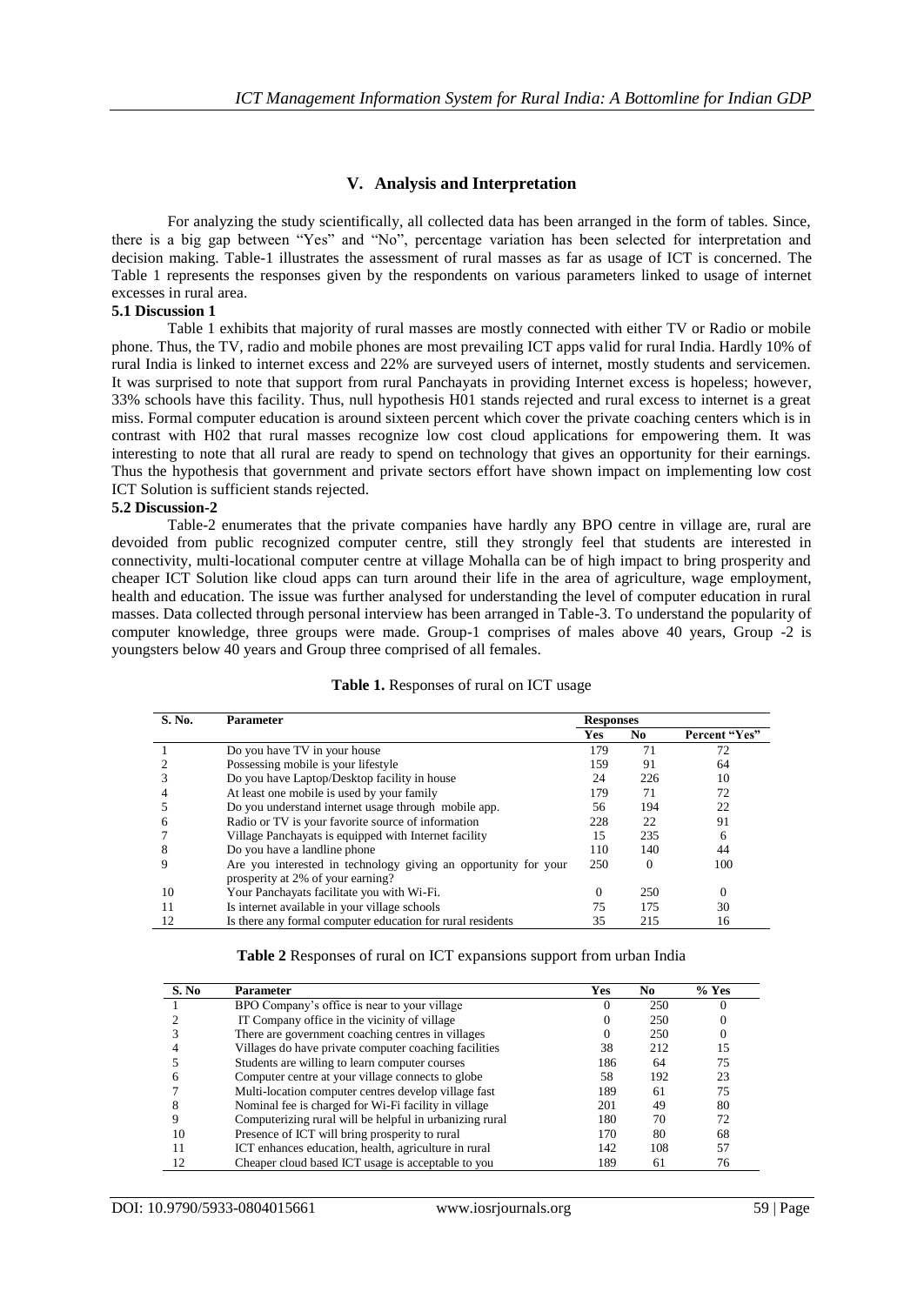## V. Analysis and Interpretation

For analyzing the study scientifically, all collected data has been arranged in the form of tables. Since, there is a big gap between "Yes" and "No", percentage variation has been selected for interpretation and decision making. Table-1 illustrates the assessment of rural masses as far as usage of ICT is concerned. The Table 1 represents the responses given by the respondents on various parameters linked to usage of internet excesses in rural area.

### 5.1 Discussion 1

Table 1 exhibits that majority of rural masses are mostly connected with either TV or Radio or mobile phone. Thus, the TV, radio and mobile phones are most prevailing ICT apps valid for rural India. Hardly 10% of rural India is linked to internet excess and 22% are surveyed users of internet, mostly students and servicemen. It was surprised to note that support from rural Panchayats in providing Internet excess is hopeless; however, 33% schools have this facility. Thus, null hypothesis H01 stands rejected and rural excess to internet is a great miss. Formal computer education is around sixteen percent which cover the private coaching centers which is in contrast with H02 that rural masses recognize low cost cloud applications for empowering them. It was interesting to note that all rural are ready to spend on technology that gives an opportunity for their earnings. Thus the hypothesis that government and private sectors effort have shown impact on implementing low cost ICT Solution is sufficient stands rejected.

### 5.2 Discussion-2

Table-2 enumerates that the private companies have hardly any BPO centre in village are, rural are devoided from public recognized computer centre, still they strongly feel that students are interested in connectivity, multi-locational computer centre at village Mohalla can be of high impact to bring prosperity and cheaper ICT Solution like cloud apps can turn around their life in the area of agriculture, wage employment, health and education. The issue was further analysed for understanding the level of computer education in rural masses. Data collected through personal interview has been arranged in Table-3. To understand the popularity of computer knowledge, three groups were made. Group-1 comprises of males above 40 years, Group -2 is youngsters below 40 years and Group three comprised of all females.

**Table 1.** Responses of rural on ICT usage

| S. No. | Parameter | Responses | | |
|---|---|---|---|---|
| | | Yes | No | Percent "Yes" |
| 1 | Do you have TV in your house | 179 | 71 | 72 |
| 2 | Possessing mobile is your lifestyle | 159 | 91 | 64 |
| 3 | Do you have Laptop/Desktop facility in house | 24 | 226 | 10 |
| 4 | At least one mobile is used by your family | 179 | 71 | 72 |
| 5 | Do you understand internet usage through mobile app. | 56 | 194 | 22 |
| 6 | Radio or TV is your favorite source of information | 228 | 22 | 91 |
| 7 | Village Panchayats is equipped with Internet facility | 15 | 235 | 6 |
| 8 | Do you have a landline phone | 110 | 140 | 44 |
| 9 | Are you interested in technology giving an opportunity for your prosperity at 2% of your earning? | 250 | 0 | 100 |
| 10 | Your Panchayats facilitate you with Wi-Fi. | 0 | 250 | 0 |
| 11 | Is internet available in your village schools | 75 | 175 | 30 |
| 12 | Is there any formal computer education for rural residents | 35 | 215 | 16 |

**Table 2** Responses of rural on ICT expansions support from urban India

| S. No | Parameter | Yes | No | % Yes |
|---|---|---|---|---|
| 1 | BPO Company's office is near to your village | 0 | 250 | 0 |
| 2 | IT Company office in the vicinity of village | 0 | 250 | 0 |
| 3 | There are government coaching centres in villages | 0 | 250 | 0 |
| 4 | Villages do have private computer coaching facilities | 38 | 212 | 15 |
| 5 | Students are willing to learn computer courses | 186 | 64 | 75 |
| 6 | Computer centre at your village connects to globe | 58 | 192 | 23 |
| 7 | Multi-location computer centres develop village fast | 189 | 61 | 75 |
| 8 | Nominal fee is charged for Wi-Fi facility in village | 201 | 49 | 80 |
| 9 | Computerizing rural will be helpful in urbanizing rural | 180 | 70 | 72 |
| 10 | Presence of ICT will bring prosperity to rural | 170 | 80 | 68 |
| 11 | ICT enhances education, health, agriculture in rural | 142 | 108 | 57 |
| 12 | Cheaper cloud based ICT usage is acceptable to you | 189 | 61 | 76 |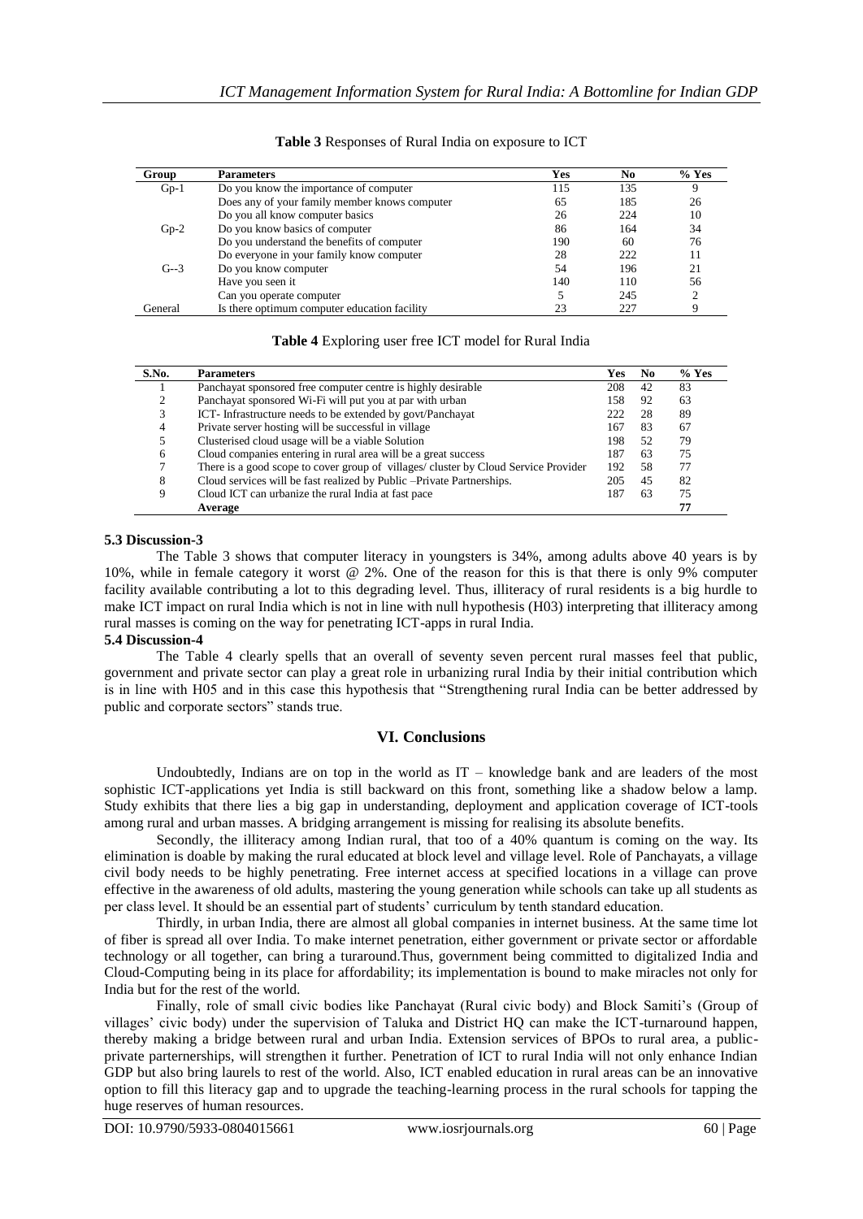**Table 3** Responses of Rural India on exposure to ICT

| Group | Parameters | Yes | No | % Yes |
|---|---|---|---|---|
| Gp-1 | Do you know the importance of computer | 115 | 135 | 9 |
| | Does any of your family member knows computer | 65 | 185 | 26 |
| | Do you all know computer basics | 26 | 224 | 10 |
| Gp-2 | Do you know basics of computer | 86 | 164 | 34 |
| | Do you understand the benefits of computer | 190 | 60 | 76 |
| | Do everyone in your family know computer | 28 | 222 | 11 |
| G--3 | Do you know computer | 54 | 196 | 21 |
| | Have you seen it | 140 | 110 | 56 |
| | Can you operate computer | 5 | 245 | 2 |
| General | Is there optimum computer education facility | 23 | 227 | 9 |

**Table 4** Exploring user free ICT model for Rural India

| S.No. | Parameters | Yes | No | % Yes |
|---|---|---|---|---|
| 1 | Panchayat sponsored free computer centre is highly desirable | 208 | 42 | 83 |
| 2 | Panchayat sponsored Wi-Fi will put you at par with urban | 158 | 92 | 63 |
| 3 | ICT- Infrastructure needs to be extended by govt/Panchayat | 222 | 28 | 89 |
| 4 | Private server hosting will be successful in village | 167 | 83 | 67 |
| 5 | Clusterised cloud usage will be a viable Solution | 198 | 52 | 79 |
| 6 | Cloud companies entering in rural area will be a great success | 187 | 63 | 75 |
| 7 | There is a good scope to cover group of villages/ cluster by Cloud Service Provider | 192 | 58 | 77 |
| 8 | Cloud services will be fast realized by Public –Private Partnerships. | 205 | 45 | 82 |
| 9 | Cloud ICT can urbanize the rural India at fast pace | 187 | 63 | 75 |
| | **Average** | | | **77** |

### 5.3 Discussion-3

The Table 3 shows that computer literacy in youngsters is 34%, among adults above 40 years is by 10%, while in female category it worst @ 2%. One of the reason for this is that there is only 9% computer facility available contributing a lot to this degrading level. Thus, illiteracy of rural residents is a big hurdle to make ICT impact on rural India which is not in line with null hypothesis (H03) interpreting that illiteracy among rural masses is coming on the way for penetrating ICT-apps in rural India.

### 5.4 Discussion-4

The Table 4 clearly spells that an overall of seventy seven percent rural masses feel that public, government and private sector can play a great role in urbanizing rural India by their initial contribution which is in line with H05 and in this case this hypothesis that "Strengthening rural India can be better addressed by public and corporate sectors" stands true.

## VI. Conclusions

Undoubtedly, Indians are on top in the world as IT – knowledge bank and are leaders of the most sophistic ICT-applications yet India is still backward on this front, something like a shadow below a lamp. Study exhibits that there lies a big gap in understanding, deployment and application coverage of ICT-tools among rural and urban masses. A bridging arrangement is missing for realising its absolute benefits.

Secondly, the illiteracy among Indian rural, that too of a 40% quantum is coming on the way. Its elimination is doable by making the rural educated at block level and village level. Role of Panchayats, a village civil body needs to be highly penetrating. Free internet access at specified locations in a village can prove effective in the awareness of old adults, mastering the young generation while schools can take up all students as per class level. It should be an essential part of students' curriculum by tenth standard education.

Thirdly, in urban India, there are almost all global companies in internet business. At the same time lot of fiber is spread all over India. To make internet penetration, either government or private sector or affordable technology or all together, can bring a turaround.Thus, government being committed to digitalized India and Cloud-Computing being in its place for affordability; its implementation is bound to make miracles not only for India but for the rest of the world.

Finally, role of small civic bodies like Panchayat (Rural civic body) and Block Samiti's (Group of villages' civic body) under the supervision of Taluka and District HQ can make the ICT-turnaround happen, thereby making a bridge between rural and urban India. Extension services of BPOs to rural area, a public-private parternerships, will strengthen it further. Penetration of ICT to rural India will not only enhance Indian GDP but also bring laurels to rest of the world. Also, ICT enabled education in rural areas can be an innovative option to fill this literacy gap and to upgrade the teaching-learning process in the rural schools for tapping the huge reserves of human resources.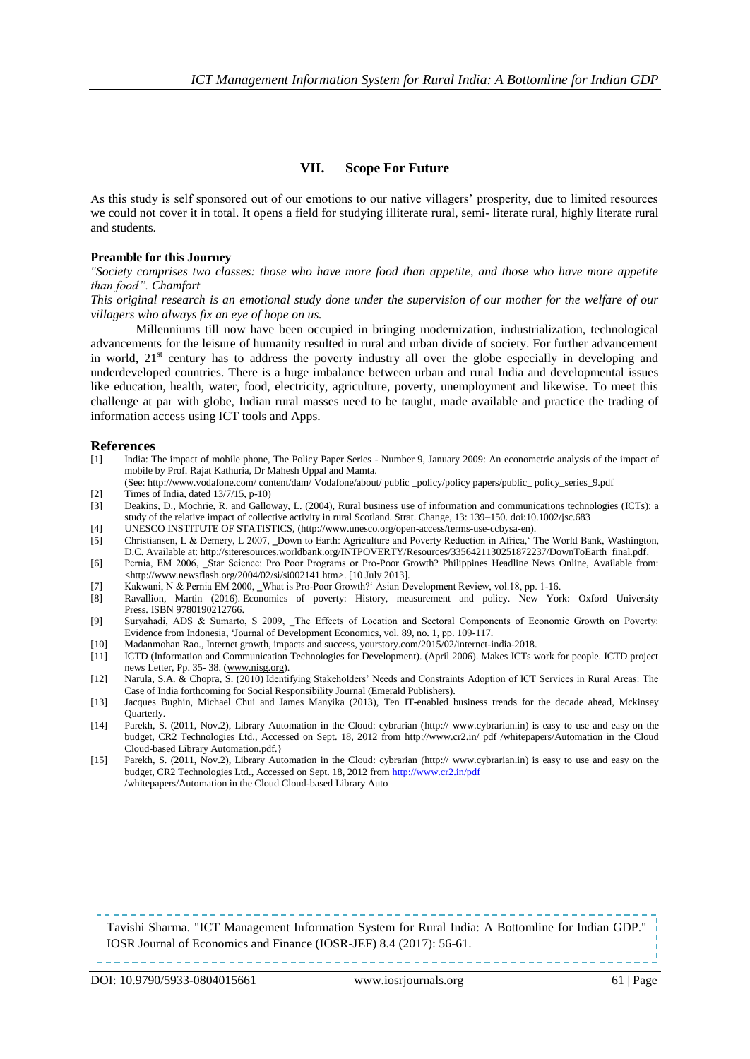## VII. Scope For Future

As this study is self sponsored out of our emotions to our native villagers' prosperity, due to limited resources we could not cover it in total. It opens a field for studying illiterate rural, semi- literate rural, highly literate rural and students.

**Preamble for this Journey**

*"Society comprises two classes: those who have more food than appetite, and those who have more appetite than food". Chamfort*

*This original research is an emotional study done under the supervision of our mother for the welfare of our villagers who always fix an eye of hope on us.*

Millenniums till now have been occupied in bringing modernization, industrialization, technological advancements for the leisure of humanity resulted in rural and urban divide of society. For further advancement in world, 21st century has to address the poverty industry all over the globe especially in developing and underdeveloped countries. There is a huge imbalance between urban and rural India and developmental issues like education, health, water, food, electricity, agriculture, poverty, unemployment and likewise. To meet this challenge at par with globe, Indian rural masses need to be taught, made available and practice the trading of information access using ICT tools and Apps.

## References

[1] India: The impact of mobile phone, The Policy Paper Series - Number 9, January 2009: An econometric analysis of the impact of mobile by Prof. Rajat Kathuria, Dr Mahesh Uppal and Mamta. (See: http://www.vodafone.com/ content/dam/ Vodafone/about/ public _policy/policy papers/public_ policy_series_9.pdf

[2] Times of India, dated 13/7/15, p-10)

[3] Deakins, D., Mochrie, R. and Galloway, L. (2004), Rural business use of information and communications technologies (ICTs): a study of the relative impact of collective activity in rural Scotland. Strat. Change, 13: 139–150. doi:10.1002/jsc.683

[4] UNESCO INSTITUTE OF STATISTICS, (http://www.unesco.org/open-access/terms-use-ccbysa-en).

[5] Christiansen, L & Demery, L 2007, ‗Down to Earth: Agriculture and Poverty Reduction in Africa,' The World Bank, Washington, D.C. Available at: http://siteresources.worldbank.org/INTPOVERTY/Resources/335642113025187223​7/DownToEarth_final.pdf.

[6] Pernia, EM 2006, ‗Star Science: Pro Poor Programs or Pro-Poor Growth? Philippines Headline News Online, Available from: <http://www.newsflash.org/2004/02/si/si002141.htm>. [10 July 2013].

[7] Kakwani, N & Pernia EM 2000, ‗What is Pro-Poor Growth?' Asian Development Review, vol.18, pp. 1-16.

[8] Ravallion, Martin (2016). Economics of poverty: History, measurement and policy. New York: Oxford University Press. ISBN 9780190212766.

[9] Suryahadi, ADS & Sumarto, S 2009, ‗The Effects of Location and Sectoral Components of Economic Growth on Poverty: Evidence from Indonesia, 'Journal of Development Economics, vol. 89, no. 1, pp. 109-117.

[10] Madanmohan Rao., Internet growth, impacts and success, yourstory.com/2015/02/internet-india-2018.

[11] ICTD (Information and Communication Technologies for Development). (April 2006). Makes ICTs work for people. ICTD project news Letter, Pp. 35- 38. (www.nisg.org).

[12] Narula, S.A. & Chopra, S. (2010) Identifying Stakeholders' Needs and Constraints Adoption of ICT Services in Rural Areas: The Case of India forthcoming for Social Responsibility Journal (Emerald Publishers).

[13] Jacques Bughin, Michael Chui and James Manyika (2013), Ten IT-enabled business trends for the decade ahead, Mckinsey Quarterly.

[14] Parekh, S. (2011, Nov.2), Library Automation in the Cloud: cybrarian (http:// www.cybrarian.in) is easy to use and easy on the budget, CR2 Technologies Ltd., Accessed on Sept. 18, 2012 from http://www.cr2.in/ pdf /whitepapers/Automation in the Cloud Cloud-based Library Automation.pdf.}

[15] Parekh, S. (2011, Nov.2), Library Automation in the Cloud: cybrarian (http:// www.cybrarian.in) is easy to use and easy on the budget, CR2 Technologies Ltd., Accessed on Sept. 18, 2012 from http://www.cr2.in/pdf /whitepapers/Automation in the Cloud Cloud-based Library Auto

Tavishi Sharma. "ICT Management Information System for Rural India: A Bottomline for Indian GDP." IOSR Journal of Economics and Finance (IOSR-JEF) 8.4 (2017): 56-61.